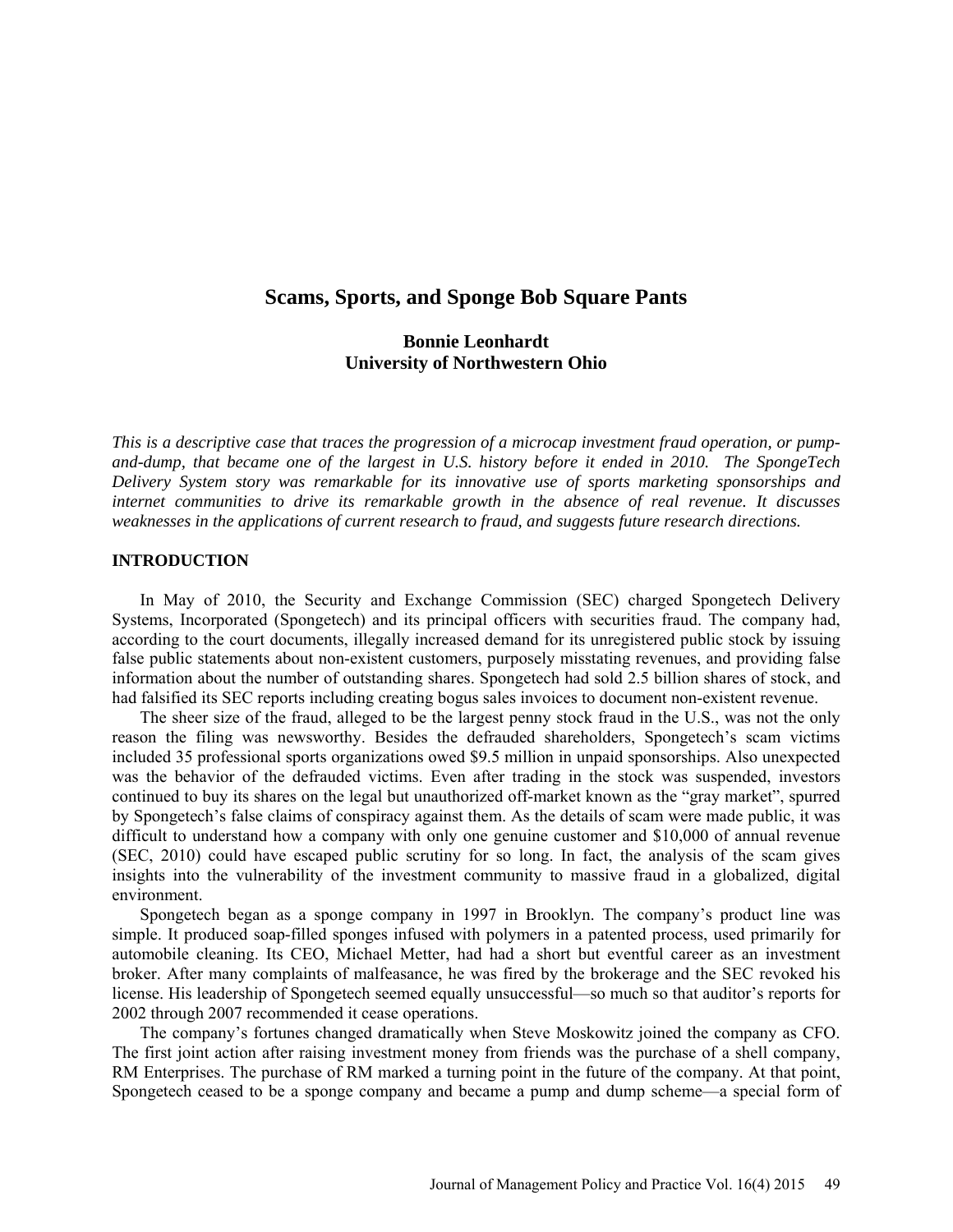# Scams, Sports, and Sponge Bob Square Pants

**Bonnie Leonhardt**
**University of Northwestern Ohio**

*This is a descriptive case that traces the progression of a microcap investment fraud operation, or pump-and-dump, that became one of the largest in U.S. history before it ended in 2010. The SpongeTech Delivery System story was remarkable for its innovative use of sports marketing sponsorships and internet communities to drive its remarkable growth in the absence of real revenue. It discusses weaknesses in the applications of current research to fraud, and suggests future research directions.*

## INTRODUCTION

In May of 2010, the Security and Exchange Commission (SEC) charged Spongetech Delivery Systems, Incorporated (Spongetech) and its principal officers with securities fraud. The company had, according to the court documents, illegally increased demand for its unregistered public stock by issuing false public statements about non-existent customers, purposely misstating revenues, and providing false information about the number of outstanding shares. Spongetech had sold 2.5 billion shares of stock, and had falsified its SEC reports including creating bogus sales invoices to document non-existent revenue.

The sheer size of the fraud, alleged to be the largest penny stock fraud in the U.S., was not the only reason the filing was newsworthy. Besides the defrauded shareholders, Spongetech's scam victims included 35 professional sports organizations owed $9.5 million in unpaid sponsorships. Also unexpected was the behavior of the defrauded victims. Even after trading in the stock was suspended, investors continued to buy its shares on the legal but unauthorized off-market known as the "gray market", spurred by Spongetech's false claims of conspiracy against them. As the details of scam were made public, it was difficult to understand how a company with only one genuine customer and $10,000 of annual revenue (SEC, 2010) could have escaped public scrutiny for so long. In fact, the analysis of the scam gives insights into the vulnerability of the investment community to massive fraud in a globalized, digital environment.

Spongetech began as a sponge company in 1997 in Brooklyn. The company's product line was simple. It produced soap-filled sponges infused with polymers in a patented process, used primarily for automobile cleaning. Its CEO, Michael Metter, had had a short but eventful career as an investment broker. After many complaints of malfeasance, he was fired by the brokerage and the SEC revoked his license. His leadership of Spongetech seemed equally unsuccessful—so much so that auditor's reports for 2002 through 2007 recommended it cease operations.

The company's fortunes changed dramatically when Steve Moskowitz joined the company as CFO. The first joint action after raising investment money from friends was the purchase of a shell company, RM Enterprises. The purchase of RM marked a turning point in the future of the company. At that point, Spongetech ceased to be a sponge company and became a pump and dump scheme—a special form of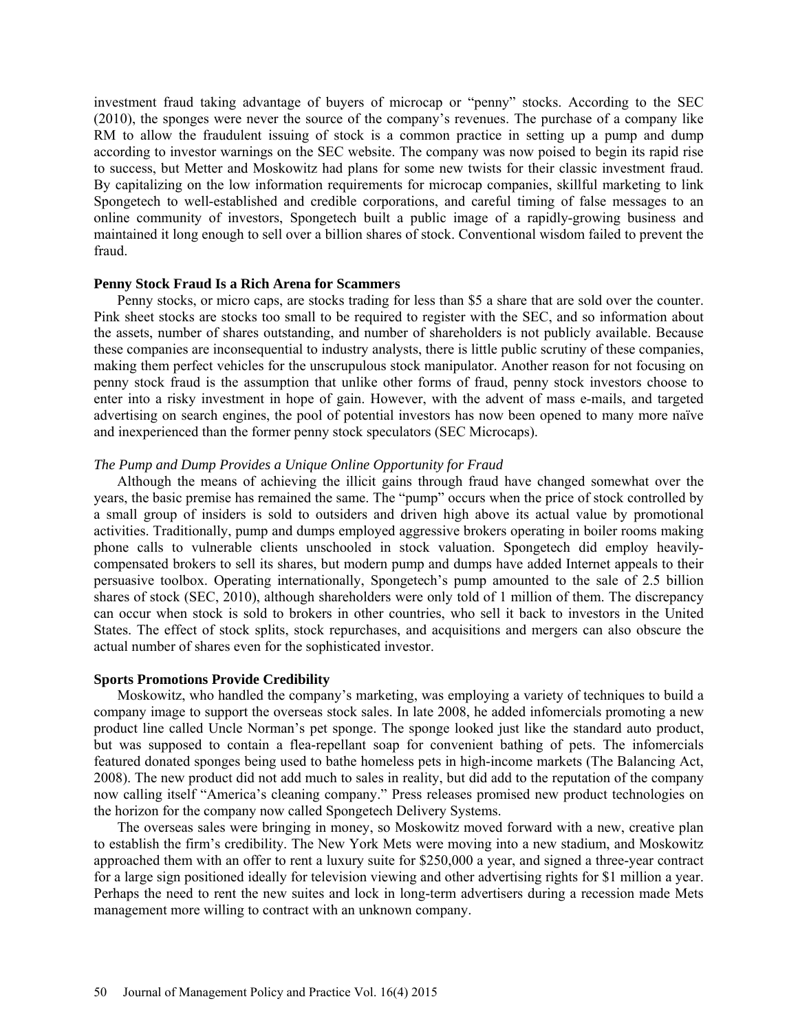investment fraud taking advantage of buyers of microcap or "penny" stocks. According to the SEC (2010), the sponges were never the source of the company's revenues. The purchase of a company like RM to allow the fraudulent issuing of stock is a common practice in setting up a pump and dump according to investor warnings on the SEC website. The company was now poised to begin its rapid rise to success, but Metter and Moskowitz had plans for some new twists for their classic investment fraud. By capitalizing on the low information requirements for microcap companies, skillful marketing to link Spongetech to well-established and credible corporations, and careful timing of false messages to an online community of investors, Spongetech built a public image of a rapidly-growing business and maintained it long enough to sell over a billion shares of stock. Conventional wisdom failed to prevent the fraud.

**Penny Stock Fraud Is a Rich Arena for Scammers**

Penny stocks, or micro caps, are stocks trading for less than $5 a share that are sold over the counter. Pink sheet stocks are stocks too small to be required to register with the SEC, and so information about the assets, number of shares outstanding, and number of shareholders is not publicly available. Because these companies are inconsequential to industry analysts, there is little public scrutiny of these companies, making them perfect vehicles for the unscrupulous stock manipulator. Another reason for not focusing on penny stock fraud is the assumption that unlike other forms of fraud, penny stock investors choose to enter into a risky investment in hope of gain. However, with the advent of mass e-mails, and targeted advertising on search engines, the pool of potential investors has now been opened to many more naïve and inexperienced than the former penny stock speculators (SEC Microcaps).

*The Pump and Dump Provides a Unique Online Opportunity for Fraud*

Although the means of achieving the illicit gains through fraud have changed somewhat over the years, the basic premise has remained the same. The "pump" occurs when the price of stock controlled by a small group of insiders is sold to outsiders and driven high above its actual value by promotional activities. Traditionally, pump and dumps employed aggressive brokers operating in boiler rooms making phone calls to vulnerable clients unschooled in stock valuation. Spongetech did employ heavily-compensated brokers to sell its shares, but modern pump and dumps have added Internet appeals to their persuasive toolbox. Operating internationally, Spongetech's pump amounted to the sale of 2.5 billion shares of stock (SEC, 2010), although shareholders were only told of 1 million of them. The discrepancy can occur when stock is sold to brokers in other countries, who sell it back to investors in the United States. The effect of stock splits, stock repurchases, and acquisitions and mergers can also obscure the actual number of shares even for the sophisticated investor.

**Sports Promotions Provide Credibility**

Moskowitz, who handled the company's marketing, was employing a variety of techniques to build a company image to support the overseas stock sales. In late 2008, he added infomercials promoting a new product line called Uncle Norman's pet sponge. The sponge looked just like the standard auto product, but was supposed to contain a flea-repellant soap for convenient bathing of pets. The infomercials featured donated sponges being used to bathe homeless pets in high-income markets (The Balancing Act, 2008). The new product did not add much to sales in reality, but did add to the reputation of the company now calling itself "America's cleaning company." Press releases promised new product technologies on the horizon for the company now called Spongetech Delivery Systems.

The overseas sales were bringing in money, so Moskowitz moved forward with a new, creative plan to establish the firm's credibility. The New York Mets were moving into a new stadium, and Moskowitz approached them with an offer to rent a luxury suite for $250,000 a year, and signed a three-year contract for a large sign positioned ideally for television viewing and other advertising rights for $1 million a year. Perhaps the need to rent the new suites and lock in long-term advertisers during a recession made Mets management more willing to contract with an unknown company.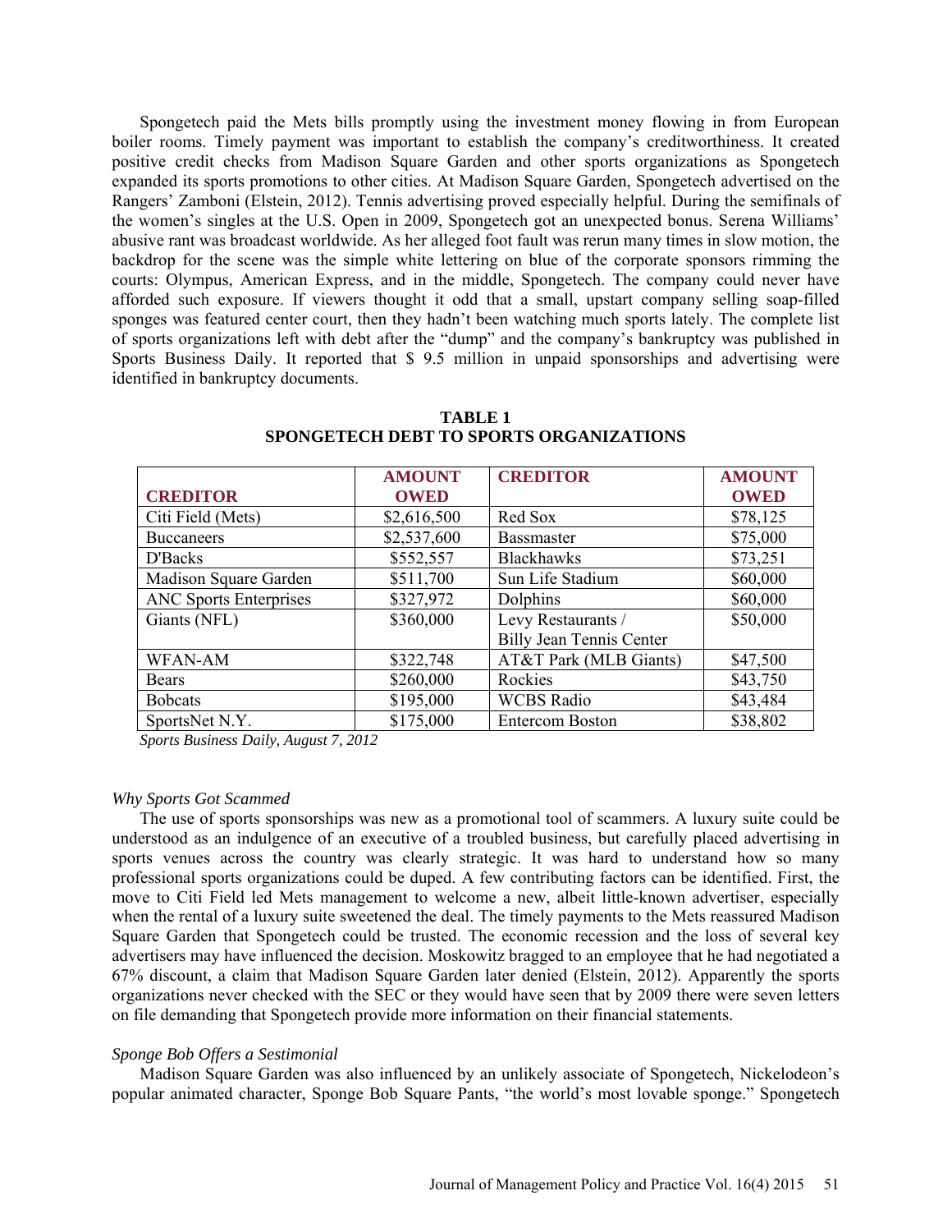Spongetech paid the Mets bills promptly using the investment money flowing in from European boiler rooms. Timely payment was important to establish the company's creditworthiness. It created positive credit checks from Madison Square Garden and other sports organizations as Spongetech expanded its sports promotions to other cities. At Madison Square Garden, Spongetech advertised on the Rangers' Zamboni (Elstein, 2012). Tennis advertising proved especially helpful. During the semifinals of the women's singles at the U.S. Open in 2009, Spongetech got an unexpected bonus. Serena Williams' abusive rant was broadcast worldwide. As her alleged foot fault was rerun many times in slow motion, the backdrop for the scene was the simple white lettering on blue of the corporate sponsors rimming the courts: Olympus, American Express, and in the middle, Spongetech. The company could never have afforded such exposure. If viewers thought it odd that a small, upstart company selling soap-filled sponges was featured center court, then they hadn't been watching much sports lately. The complete list of sports organizations left with debt after the "dump" and the company's bankruptcy was published in Sports Business Daily. It reported that $ 9.5 million in unpaid sponsorships and advertising were identified in bankruptcy documents.

**TABLE 1**
**SPONGETECH DEBT TO SPORTS ORGANIZATIONS**

| CREDITOR | AMOUNT OWED | CREDITOR | AMOUNT OWED |
|---|---|---|---|
| Citi Field (Mets) | $2,616,500 | Red Sox | $78,125 |
| Buccaneers | $2,537,600 | Bassmaster | $75,000 |
| D'Backs | $552,557 | Blackhawks | $73,251 |
| Madison Square Garden | $511,700 | Sun Life Stadium | $60,000 |
| ANC Sports Enterprises | $327,972 | Dolphins | $60,000 |
| Giants (NFL) | $360,000 | Levy Restaurants / Billy Jean Tennis Center | $50,000 |
| WFAN-AM | $322,748 | AT&T Park (MLB Giants) | $47,500 |
| Bears | $260,000 | Rockies | $43,750 |
| Bobcats | $195,000 | WCBS Radio | $43,484 |
| SportsNet N.Y. | $175,000 | Entercom Boston | $38,802 |

*Sports Business Daily, August 7, 2012*

*Why Sports Got Scammed*

The use of sports sponsorships was new as a promotional tool of scammers. A luxury suite could be understood as an indulgence of an executive of a troubled business, but carefully placed advertising in sports venues across the country was clearly strategic. It was hard to understand how so many professional sports organizations could be duped. A few contributing factors can be identified. First, the move to Citi Field led Mets management to welcome a new, albeit little-known advertiser, especially when the rental of a luxury suite sweetened the deal. The timely payments to the Mets reassured Madison Square Garden that Spongetech could be trusted. The economic recession and the loss of several key advertisers may have influenced the decision. Moskowitz bragged to an employee that he had negotiated a 67% discount, a claim that Madison Square Garden later denied (Elstein, 2012). Apparently the sports organizations never checked with the SEC or they would have seen that by 2009 there were seven letters on file demanding that Spongetech provide more information on their financial statements.

*Sponge Bob Offers a Sestimonial*

Madison Square Garden was also influenced by an unlikely associate of Spongetech, Nickelodeon's popular animated character, Sponge Bob Square Pants, "the world's most lovable sponge." Spongetech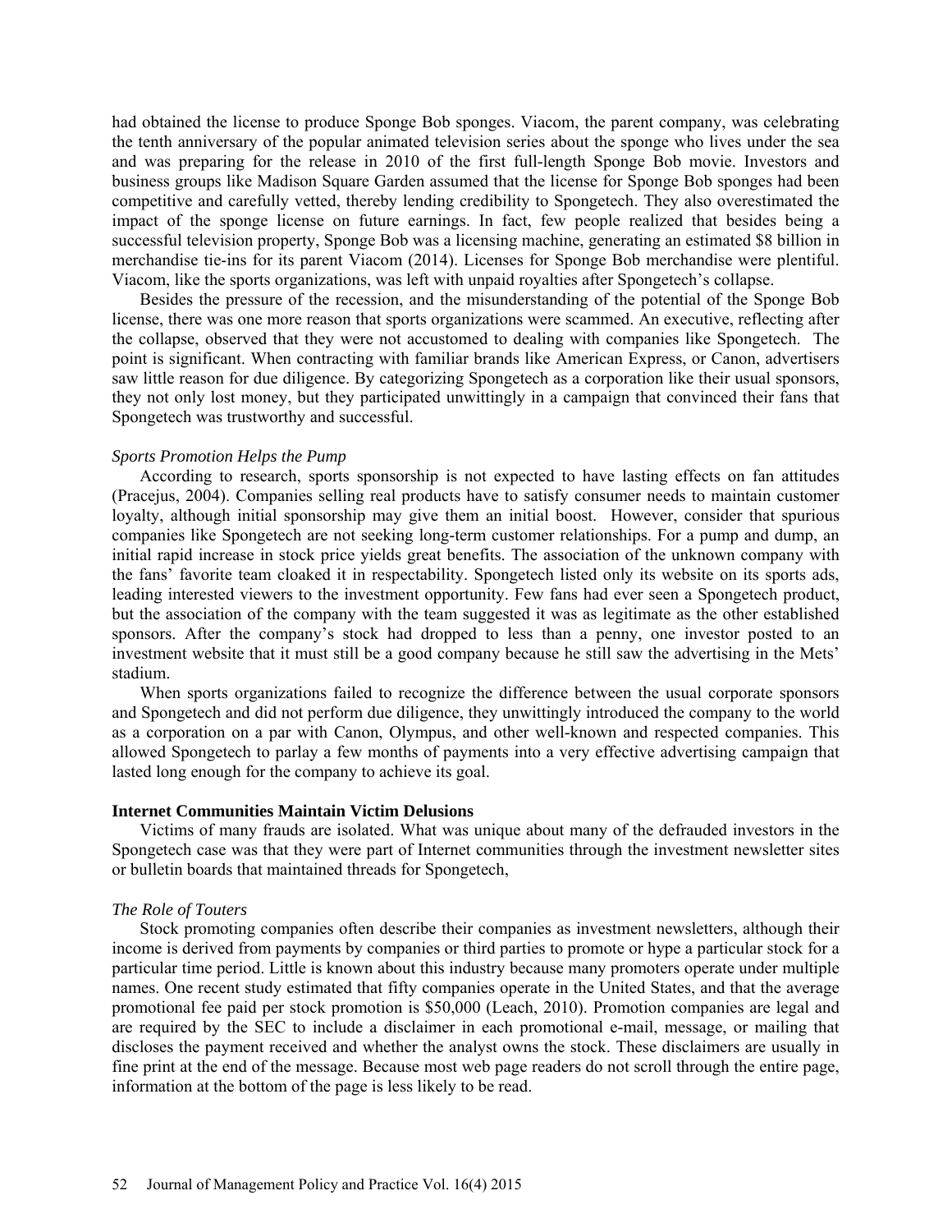had obtained the license to produce Sponge Bob sponges. Viacom, the parent company, was celebrating the tenth anniversary of the popular animated television series about the sponge who lives under the sea and was preparing for the release in 2010 of the first full-length Sponge Bob movie. Investors and business groups like Madison Square Garden assumed that the license for Sponge Bob sponges had been competitive and carefully vetted, thereby lending credibility to Spongetech. They also overestimated the impact of the sponge license on future earnings. In fact, few people realized that besides being a successful television property, Sponge Bob was a licensing machine, generating an estimated $8 billion in merchandise tie-ins for its parent Viacom (2014). Licenses for Sponge Bob merchandise were plentiful. Viacom, like the sports organizations, was left with unpaid royalties after Spongetech's collapse.

Besides the pressure of the recession, and the misunderstanding of the potential of the Sponge Bob license, there was one more reason that sports organizations were scammed. An executive, reflecting after the collapse, observed that they were not accustomed to dealing with companies like Spongetech. The point is significant. When contracting with familiar brands like American Express, or Canon, advertisers saw little reason for due diligence. By categorizing Spongetech as a corporation like their usual sponsors, they not only lost money, but they participated unwittingly in a campaign that convinced their fans that Spongetech was trustworthy and successful.

*Sports Promotion Helps the Pump*

According to research, sports sponsorship is not expected to have lasting effects on fan attitudes (Pracejus, 2004). Companies selling real products have to satisfy consumer needs to maintain customer loyalty, although initial sponsorship may give them an initial boost. However, consider that spurious companies like Spongetech are not seeking long-term customer relationships. For a pump and dump, an initial rapid increase in stock price yields great benefits. The association of the unknown company with the fans' favorite team cloaked it in respectability. Spongetech listed only its website on its sports ads, leading interested viewers to the investment opportunity. Few fans had ever seen a Spongetech product, but the association of the company with the team suggested it was as legitimate as the other established sponsors. After the company's stock had dropped to less than a penny, one investor posted to an investment website that it must still be a good company because he still saw the advertising in the Mets' stadium.

When sports organizations failed to recognize the difference between the usual corporate sponsors and Spongetech and did not perform due diligence, they unwittingly introduced the company to the world as a corporation on a par with Canon, Olympus, and other well-known and respected companies. This allowed Spongetech to parlay a few months of payments into a very effective advertising campaign that lasted long enough for the company to achieve its goal.

**Internet Communities Maintain Victim Delusions**

Victims of many frauds are isolated. What was unique about many of the defrauded investors in the Spongetech case was that they were part of Internet communities through the investment newsletter sites or bulletin boards that maintained threads for Spongetech,

*The Role of Touters*

Stock promoting companies often describe their companies as investment newsletters, although their income is derived from payments by companies or third parties to promote or hype a particular stock for a particular time period. Little is known about this industry because many promoters operate under multiple names. One recent study estimated that fifty companies operate in the United States, and that the average promotional fee paid per stock promotion is $50,000 (Leach, 2010). Promotion companies are legal and are required by the SEC to include a disclaimer in each promotional e-mail, message, or mailing that discloses the payment received and whether the analyst owns the stock. These disclaimers are usually in fine print at the end of the message. Because most web page readers do not scroll through the entire page, information at the bottom of the page is less likely to be read.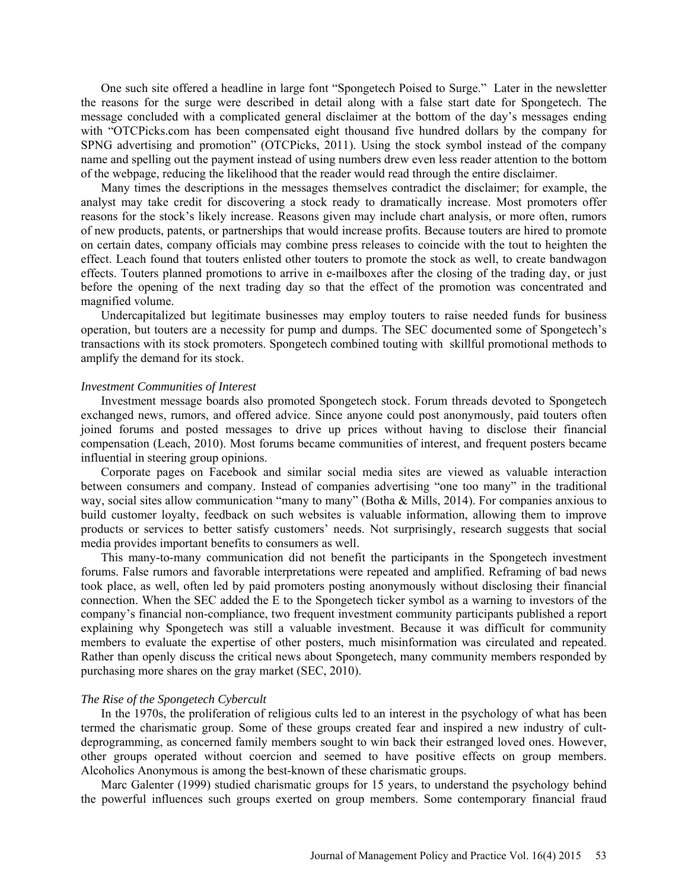One such site offered a headline in large font "Spongetech Poised to Surge." Later in the newsletter the reasons for the surge were described in detail along with a false start date for Spongetech. The message concluded with a complicated general disclaimer at the bottom of the day's messages ending with "OTCPicks.com has been compensated eight thousand five hundred dollars by the company for SPNG advertising and promotion" (OTCPicks, 2011). Using the stock symbol instead of the company name and spelling out the payment instead of using numbers drew even less reader attention to the bottom of the webpage, reducing the likelihood that the reader would read through the entire disclaimer.

Many times the descriptions in the messages themselves contradict the disclaimer; for example, the analyst may take credit for discovering a stock ready to dramatically increase. Most promoters offer reasons for the stock's likely increase. Reasons given may include chart analysis, or more often, rumors of new products, patents, or partnerships that would increase profits. Because touters are hired to promote on certain dates, company officials may combine press releases to coincide with the tout to heighten the effect. Leach found that touters enlisted other touters to promote the stock as well, to create bandwagon effects. Touters planned promotions to arrive in e-mailboxes after the closing of the trading day, or just before the opening of the next trading day so that the effect of the promotion was concentrated and magnified volume.

Undercapitalized but legitimate businesses may employ touters to raise needed funds for business operation, but touters are a necessity for pump and dumps. The SEC documented some of Spongetech's transactions with its stock promoters. Spongetech combined touting with skillful promotional methods to amplify the demand for its stock.

*Investment Communities of Interest*

Investment message boards also promoted Spongetech stock. Forum threads devoted to Spongetech exchanged news, rumors, and offered advice. Since anyone could post anonymously, paid touters often joined forums and posted messages to drive up prices without having to disclose their financial compensation (Leach, 2010). Most forums became communities of interest, and frequent posters became influential in steering group opinions.

Corporate pages on Facebook and similar social media sites are viewed as valuable interaction between consumers and company. Instead of companies advertising "one too many" in the traditional way, social sites allow communication "many to many" (Botha & Mills, 2014). For companies anxious to build customer loyalty, feedback on such websites is valuable information, allowing them to improve products or services to better satisfy customers' needs. Not surprisingly, research suggests that social media provides important benefits to consumers as well.

This many-to-many communication did not benefit the participants in the Spongetech investment forums. False rumors and favorable interpretations were repeated and amplified. Reframing of bad news took place, as well, often led by paid promoters posting anonymously without disclosing their financial connection. When the SEC added the E to the Spongetech ticker symbol as a warning to investors of the company's financial non-compliance, two frequent investment community participants published a report explaining why Spongetech was still a valuable investment. Because it was difficult for community members to evaluate the expertise of other posters, much misinformation was circulated and repeated. Rather than openly discuss the critical news about Spongetech, many community members responded by purchasing more shares on the gray market (SEC, 2010).

*The Rise of the Spongetech Cybercult*

In the 1970s, the proliferation of religious cults led to an interest in the psychology of what has been termed the charismatic group. Some of these groups created fear and inspired a new industry of cult-deprogramming, as concerned family members sought to win back their estranged loved ones. However, other groups operated without coercion and seemed to have positive effects on group members. Alcoholics Anonymous is among the best-known of these charismatic groups.

Marc Galenter (1999) studied charismatic groups for 15 years, to understand the psychology behind the powerful influences such groups exerted on group members. Some contemporary financial fraud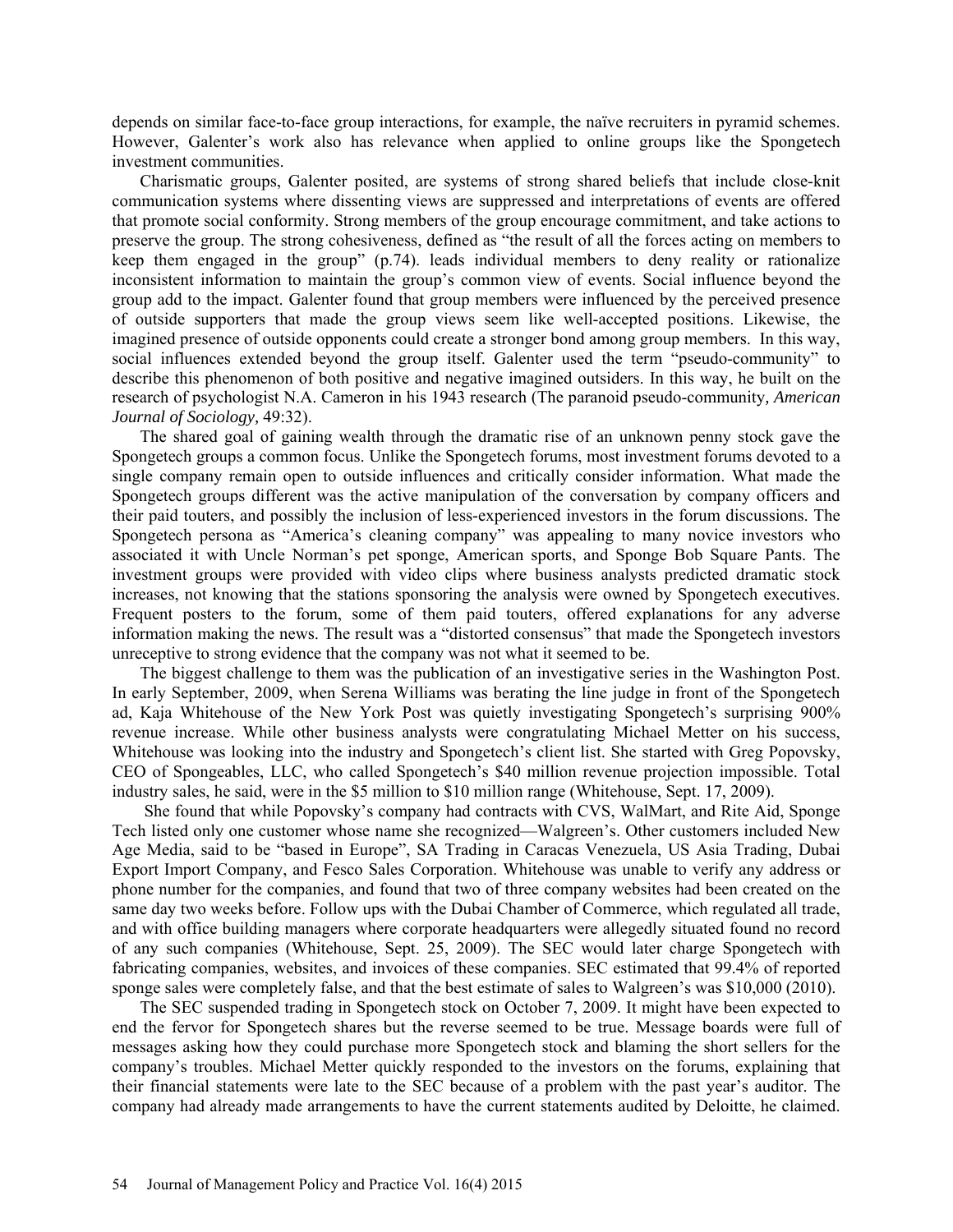depends on similar face-to-face group interactions, for example, the naïve recruiters in pyramid schemes. However, Galenter's work also has relevance when applied to online groups like the Spongetech investment communities.

Charismatic groups, Galenter posited, are systems of strong shared beliefs that include close-knit communication systems where dissenting views are suppressed and interpretations of events are offered that promote social conformity. Strong members of the group encourage commitment, and take actions to preserve the group. The strong cohesiveness, defined as "the result of all the forces acting on members to keep them engaged in the group" (p.74). leads individual members to deny reality or rationalize inconsistent information to maintain the group's common view of events. Social influence beyond the group add to the impact. Galenter found that group members were influenced by the perceived presence of outside supporters that made the group views seem like well-accepted positions. Likewise, the imagined presence of outside opponents could create a stronger bond among group members. In this way, social influences extended beyond the group itself. Galenter used the term "pseudo-community" to describe this phenomenon of both positive and negative imagined outsiders. In this way, he built on the research of psychologist N.A. Cameron in his 1943 research (The paranoid pseudo-community, *American Journal of Sociology,* 49:32).

The shared goal of gaining wealth through the dramatic rise of an unknown penny stock gave the Spongetech groups a common focus. Unlike the Spongetech forums, most investment forums devoted to a single company remain open to outside influences and critically consider information. What made the Spongetech groups different was the active manipulation of the conversation by company officers and their paid touters, and possibly the inclusion of less-experienced investors in the forum discussions. The Spongetech persona as "America's cleaning company" was appealing to many novice investors who associated it with Uncle Norman's pet sponge, American sports, and Sponge Bob Square Pants. The investment groups were provided with video clips where business analysts predicted dramatic stock increases, not knowing that the stations sponsoring the analysis were owned by Spongetech executives. Frequent posters to the forum, some of them paid touters, offered explanations for any adverse information making the news. The result was a "distorted consensus" that made the Spongetech investors unreceptive to strong evidence that the company was not what it seemed to be.

The biggest challenge to them was the publication of an investigative series in the Washington Post. In early September, 2009, when Serena Williams was berating the line judge in front of the Spongetech ad, Kaja Whitehouse of the New York Post was quietly investigating Spongetech's surprising 900% revenue increase. While other business analysts were congratulating Michael Metter on his success, Whitehouse was looking into the industry and Spongetech's client list. She started with Greg Popovsky, CEO of Spongeables, LLC, who called Spongetech's $40 million revenue projection impossible. Total industry sales, he said, were in the $5 million to $10 million range (Whitehouse, Sept. 17, 2009).

She found that while Popovsky's company had contracts with CVS, WalMart, and Rite Aid, Sponge Tech listed only one customer whose name she recognized—Walgreen's. Other customers included New Age Media, said to be "based in Europe", SA Trading in Caracas Venezuela, US Asia Trading, Dubai Export Import Company, and Fesco Sales Corporation. Whitehouse was unable to verify any address or phone number for the companies, and found that two of three company websites had been created on the same day two weeks before. Follow ups with the Dubai Chamber of Commerce, which regulated all trade, and with office building managers where corporate headquarters were allegedly situated found no record of any such companies (Whitehouse, Sept. 25, 2009). The SEC would later charge Spongetech with fabricating companies, websites, and invoices of these companies. SEC estimated that 99.4% of reported sponge sales were completely false, and that the best estimate of sales to Walgreen's was $10,000 (2010).

The SEC suspended trading in Spongetech stock on October 7, 2009. It might have been expected to end the fervor for Spongetech shares but the reverse seemed to be true. Message boards were full of messages asking how they could purchase more Spongetech stock and blaming the short sellers for the company's troubles. Michael Metter quickly responded to the investors on the forums, explaining that their financial statements were late to the SEC because of a problem with the past year's auditor. The company had already made arrangements to have the current statements audited by Deloitte, he claimed.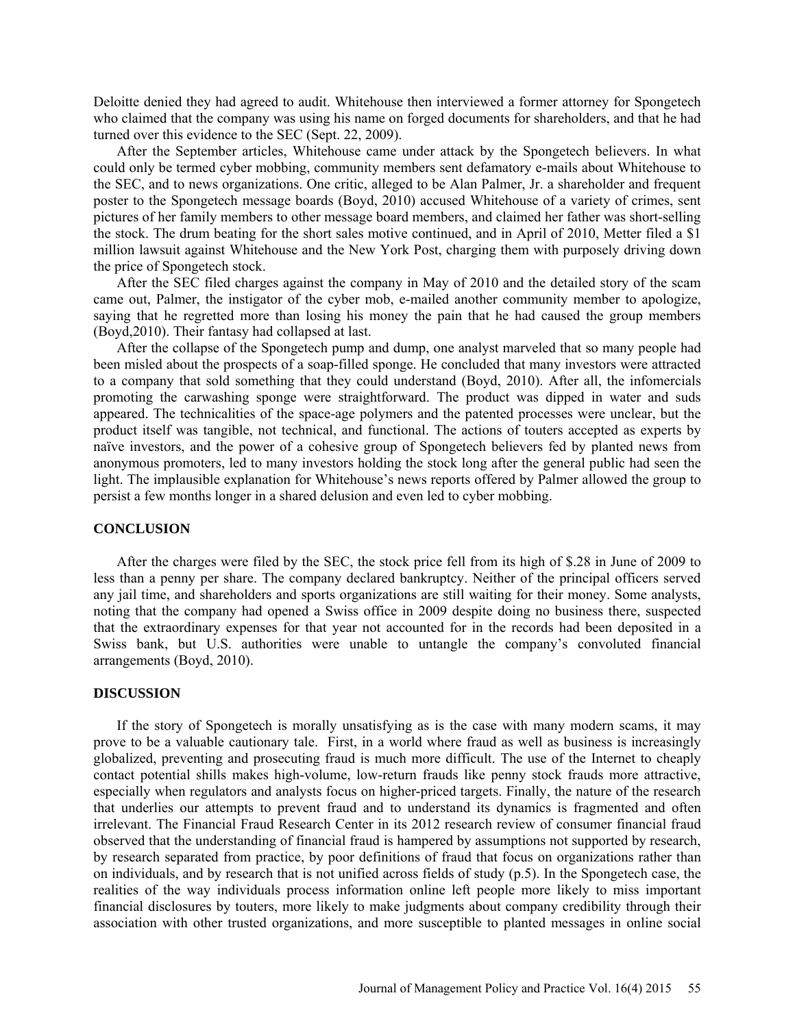Deloitte denied they had agreed to audit. Whitehouse then interviewed a former attorney for Spongetech who claimed that the company was using his name on forged documents for shareholders, and that he had turned over this evidence to the SEC (Sept. 22, 2009).

After the September articles, Whitehouse came under attack by the Spongetech believers. In what could only be termed cyber mobbing, community members sent defamatory e-mails about Whitehouse to the SEC, and to news organizations. One critic, alleged to be Alan Palmer, Jr. a shareholder and frequent poster to the Spongetech message boards (Boyd, 2010) accused Whitehouse of a variety of crimes, sent pictures of her family members to other message board members, and claimed her father was short-selling the stock. The drum beating for the short sales motive continued, and in April of 2010, Metter filed a $1 million lawsuit against Whitehouse and the New York Post, charging them with purposely driving down the price of Spongetech stock.

After the SEC filed charges against the company in May of 2010 and the detailed story of the scam came out, Palmer, the instigator of the cyber mob, e-mailed another community member to apologize, saying that he regretted more than losing his money the pain that he had caused the group members (Boyd,2010). Their fantasy had collapsed at last.

After the collapse of the Spongetech pump and dump, one analyst marveled that so many people had been misled about the prospects of a soap-filled sponge. He concluded that many investors were attracted to a company that sold something that they could understand (Boyd, 2010). After all, the infomercials promoting the carwashing sponge were straightforward. The product was dipped in water and suds appeared. The technicalities of the space-age polymers and the patented processes were unclear, but the product itself was tangible, not technical, and functional. The actions of touters accepted as experts by naïve investors, and the power of a cohesive group of Spongetech believers fed by planted news from anonymous promoters, led to many investors holding the stock long after the general public had seen the light. The implausible explanation for Whitehouse's news reports offered by Palmer allowed the group to persist a few months longer in a shared delusion and even led to cyber mobbing.

## CONCLUSION

After the charges were filed by the SEC, the stock price fell from its high of $.28 in June of 2009 to less than a penny per share. The company declared bankruptcy. Neither of the principal officers served any jail time, and shareholders and sports organizations are still waiting for their money. Some analysts, noting that the company had opened a Swiss office in 2009 despite doing no business there, suspected that the extraordinary expenses for that year not accounted for in the records had been deposited in a Swiss bank, but U.S. authorities were unable to untangle the company's convoluted financial arrangements (Boyd, 2010).

## DISCUSSION

If the story of Spongetech is morally unsatisfying as is the case with many modern scams, it may prove to be a valuable cautionary tale. First, in a world where fraud as well as business is increasingly globalized, preventing and prosecuting fraud is much more difficult. The use of the Internet to cheaply contact potential shills makes high-volume, low-return frauds like penny stock frauds more attractive, especially when regulators and analysts focus on higher-priced targets. Finally, the nature of the research that underlies our attempts to prevent fraud and to understand its dynamics is fragmented and often irrelevant. The Financial Fraud Research Center in its 2012 research review of consumer financial fraud observed that the understanding of financial fraud is hampered by assumptions not supported by research, by research separated from practice, by poor definitions of fraud that focus on organizations rather than on individuals, and by research that is not unified across fields of study (p.5). In the Spongetech case, the realities of the way individuals process information online left people more likely to miss important financial disclosures by touters, more likely to make judgments about company credibility through their association with other trusted organizations, and more susceptible to planted messages in online social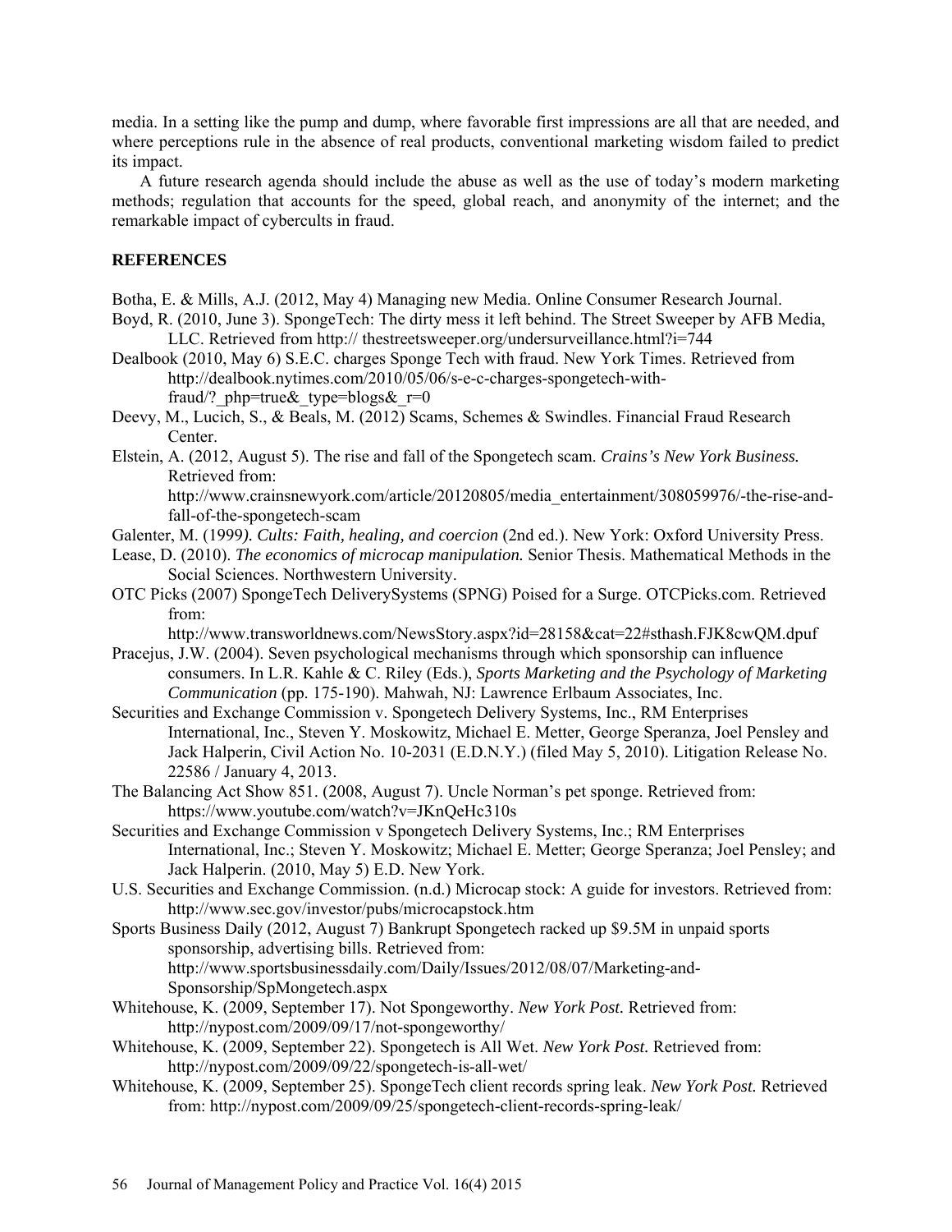media. In a setting like the pump and dump, where favorable first impressions are all that are needed, and where perceptions rule in the absence of real products, conventional marketing wisdom failed to predict its impact.

A future research agenda should include the abuse as well as the use of today's modern marketing methods; regulation that accounts for the speed, global reach, and anonymity of the internet; and the remarkable impact of cybercults in fraud.

## REFERENCES

Botha, E. & Mills, A.J. (2012, May 4) Managing new Media. Online Consumer Research Journal.

Boyd, R. (2010, June 3). SpongeTech: The dirty mess it left behind. The Street Sweeper by AFB Media, LLC. Retrieved from http:// thestreetsweeper.org/undersurveillance.html?i=744

Dealbook (2010, May 6) S.E.C. charges Sponge Tech with fraud. New York Times. Retrieved from http://dealbook.nytimes.com/2010/05/06/s-e-c-charges-spongetech-with-fraud/?_php=true&_type=blogs&_r=0

Deevy, M., Lucich, S., & Beals, M. (2012) Scams, Schemes & Swindles. Financial Fraud Research Center.

Elstein, A. (2012, August 5). The rise and fall of the Spongetech scam. *Crains's New York Business.* Retrieved from: http://www.crainsnewyork.com/article/20120805/media_entertainment/308059976/-the-rise-and-fall-of-the-spongetech-scam

Galenter, M. (1999*). Cults: Faith, healing, and coercion* (2nd ed.). New York: Oxford University Press.

Lease, D. (2010). *The economics of microcap manipulation.* Senior Thesis. Mathematical Methods in the Social Sciences. Northwestern University.

OTC Picks (2007) SpongeTech DeliverySystems (SPNG) Poised for a Surge. OTCPicks.com. Retrieved from: http://www.transworldnews.com/NewsStory.aspx?id=28158&cat=22#sthash.FJK8cwQM.dpuf

Pracejus, J.W. (2004). Seven psychological mechanisms through which sponsorship can influence consumers. In L.R. Kahle & C. Riley (Eds.), *Sports Marketing and the Psychology of Marketing Communication* (pp. 175-190). Mahwah, NJ: Lawrence Erlbaum Associates, Inc.

Securities and Exchange Commission v. Spongetech Delivery Systems, Inc., RM Enterprises International, Inc., Steven Y. Moskowitz, Michael E. Metter, George Speranza, Joel Pensley and Jack Halperin, Civil Action No. 10-2031 (E.D.N.Y.) (filed May 5, 2010). Litigation Release No. 22586 / January 4, 2013.

The Balancing Act Show 851. (2008, August 7). Uncle Norman's pet sponge. Retrieved from: https://www.youtube.com/watch?v=JKnQeHc310s

Securities and Exchange Commission v Spongetech Delivery Systems, Inc.; RM Enterprises International, Inc.; Steven Y. Moskowitz; Michael E. Metter; George Speranza; Joel Pensley; and Jack Halperin. (2010, May 5) E.D. New York.

U.S. Securities and Exchange Commission. (n.d.) Microcap stock: A guide for investors. Retrieved from: http://www.sec.gov/investor/pubs/microcapstock.htm

Sports Business Daily (2012, August 7) Bankrupt Spongetech racked up $9.5M in unpaid sports sponsorship, advertising bills. Retrieved from: http://www.sportsbusinessdaily.com/Daily/Issues/2012/08/07/Marketing-and-Sponsorship/SpMongetech.aspx

Whitehouse, K. (2009, September 17). Not Spongeworthy. *New York Post.* Retrieved from: http://nypost.com/2009/09/17/not-spongeworthy/

Whitehouse, K. (2009, September 22). Spongetech is All Wet. *New York Post.* Retrieved from: http://nypost.com/2009/09/22/spongetech-is-all-wet/

Whitehouse, K. (2009, September 25). SpongeTech client records spring leak. *New York Post.* Retrieved from: http://nypost.com/2009/09/25/spongetech-client-records-spring-leak/